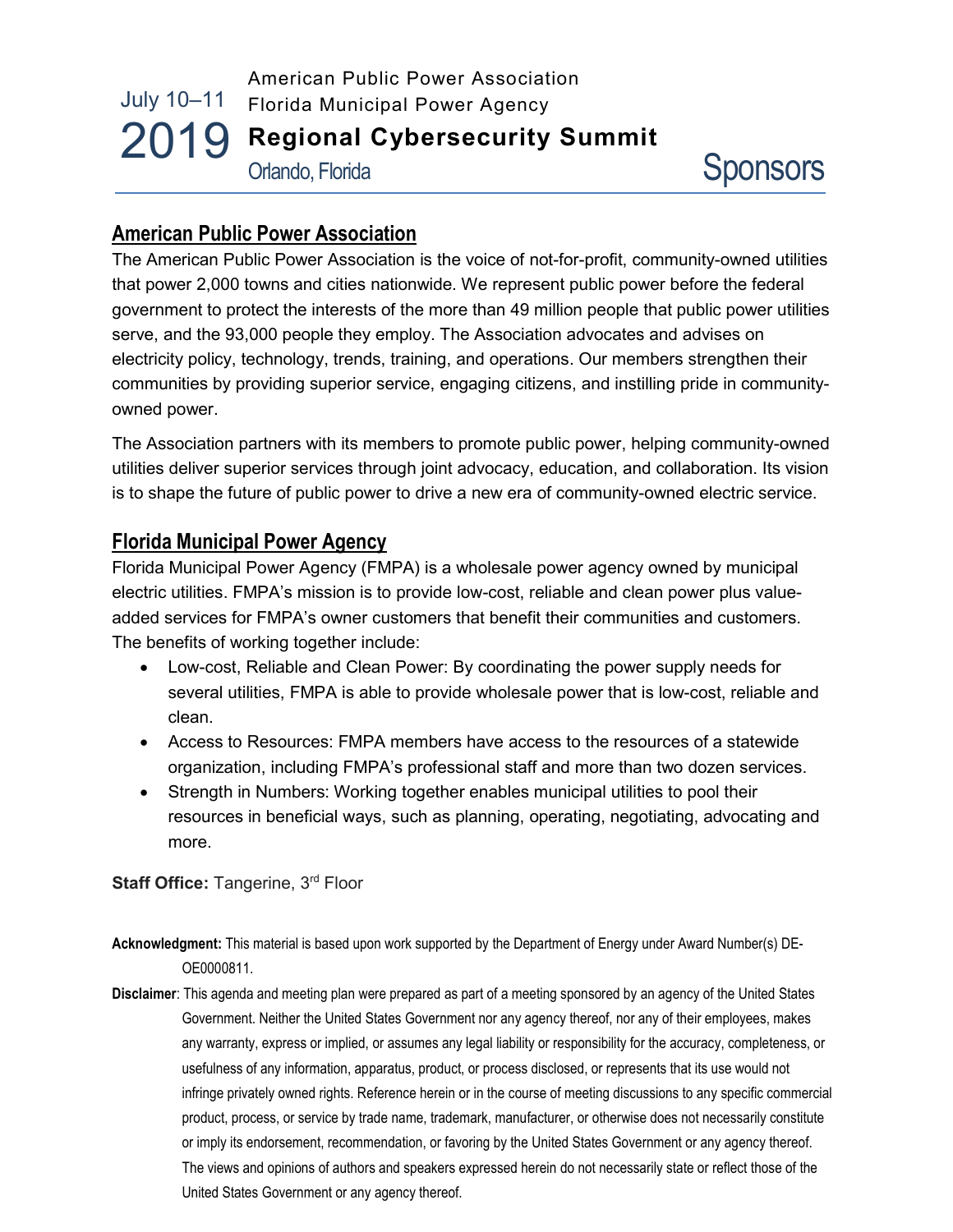July 10–11
2019

American Public Power Association
Florida Municipal Power Agency

**Regional Cybersecurity Summit**

Orlando, Florida

# Sponsors

## American Public Power Association

The American Public Power Association is the voice of not-for-profit, community-owned utilities that power 2,000 towns and cities nationwide. We represent public power before the federal government to protect the interests of the more than 49 million people that public power utilities serve, and the 93,000 people they employ. The Association advocates and advises on electricity policy, technology, trends, training, and operations. Our members strengthen their communities by providing superior service, engaging citizens, and instilling pride in community-owned power.

The Association partners with its members to promote public power, helping community-owned utilities deliver superior services through joint advocacy, education, and collaboration. Its vision is to shape the future of public power to drive a new era of community-owned electric service.

## Florida Municipal Power Agency

Florida Municipal Power Agency (FMPA) is a wholesale power agency owned by municipal electric utilities. FMPA's mission is to provide low-cost, reliable and clean power plus value-added services for FMPA's owner customers that benefit their communities and customers. The benefits of working together include:

- Low-cost, Reliable and Clean Power: By coordinating the power supply needs for several utilities, FMPA is able to provide wholesale power that is low-cost, reliable and clean.
- Access to Resources: FMPA members have access to the resources of a statewide organization, including FMPA's professional staff and more than two dozen services.
- Strength in Numbers: Working together enables municipal utilities to pool their resources in beneficial ways, such as planning, operating, negotiating, advocating and more.

**Staff Office:** Tangerine, 3rd Floor

**Acknowledgment:** This material is based upon work supported by the Department of Energy under Award Number(s) DE-OE0000811.

**Disclaimer**: This agenda and meeting plan were prepared as part of a meeting sponsored by an agency of the United States Government. Neither the United States Government nor any agency thereof, nor any of their employees, makes any warranty, express or implied, or assumes any legal liability or responsibility for the accuracy, completeness, or usefulness of any information, apparatus, product, or process disclosed, or represents that its use would not infringe privately owned rights. Reference herein or in the course of meeting discussions to any specific commercial product, process, or service by trade name, trademark, manufacturer, or otherwise does not necessarily constitute or imply its endorsement, recommendation, or favoring by the United States Government or any agency thereof. The views and opinions of authors and speakers expressed herein do not necessarily state or reflect those of the United States Government or any agency thereof.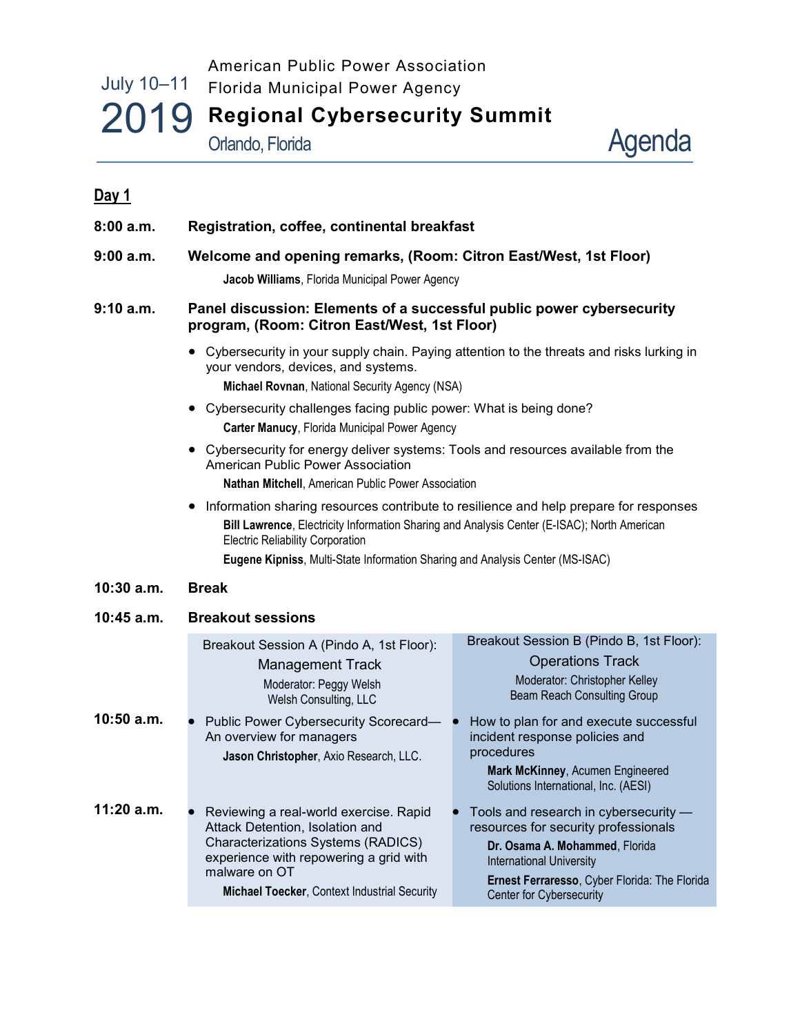July 10–11

# 2019

American Public Power Association
Florida Municipal Power Agency

**Regional Cybersecurity Summit**

Orlando, Florida

Agenda

## Day 1

**8:00 a.m.** **Registration, coffee, continental breakfast**

**9:00 a.m.** **Welcome and opening remarks, (Room: Citron East/West, 1st Floor)**

**Jacob Williams**, Florida Municipal Power Agency

**9:10 a.m.** **Panel discussion: Elements of a successful public power cybersecurity program, (Room: Citron East/West, 1st Floor)**

- Cybersecurity in your supply chain. Paying attention to the threats and risks lurking in your vendors, devices, and systems.
  **Michael Rovnan**, National Security Agency (NSA)
- Cybersecurity challenges facing public power: What is being done?
  **Carter Manucy**, Florida Municipal Power Agency
- Cybersecurity for energy deliver systems: Tools and resources available from the American Public Power Association
  **Nathan Mitchell**, American Public Power Association
- Information sharing resources contribute to resilience and help prepare for responses
  **Bill Lawrence**, Electricity Information Sharing and Analysis Center (E-ISAC); North American Electric Reliability Corporation
  **Eugene Kipniss**, Multi-State Information Sharing and Analysis Center (MS-ISAC)

**10:30 a.m.** **Break**

**10:45 a.m.** **Breakout sessions**

| | Breakout Session A (Pindo A, 1st Floor): Management Track<br>Moderator: Peggy Welsh<br>Welsh Consulting, LLC | Breakout Session B (Pindo B, 1st Floor): Operations Track<br>Moderator: Christopher Kelley<br>Beam Reach Consulting Group |
|---|---|---|
| **10:50 a.m.** | • Public Power Cybersecurity Scorecard—An overview for managers<br>**Jason Christopher**, Axio Research, LLC. | • How to plan for and execute successful incident response policies and procedures<br>**Mark McKinney**, Acumen Engineered Solutions International, Inc. (AESI) |
| **11:20 a.m.** | • Reviewing a real-world exercise. Rapid Attack Detention, Isolation and Characterizations Systems (RADICS) experience with repowering a grid with malware on OT<br>**Michael Toecker**, Context Industrial Security | • Tools and research in cybersecurity — resources for security professionals<br>**Dr. Osama A. Mohammed**, Florida International University<br>**Ernest Ferraresso**, Cyber Florida: The Florida Center for Cybersecurity |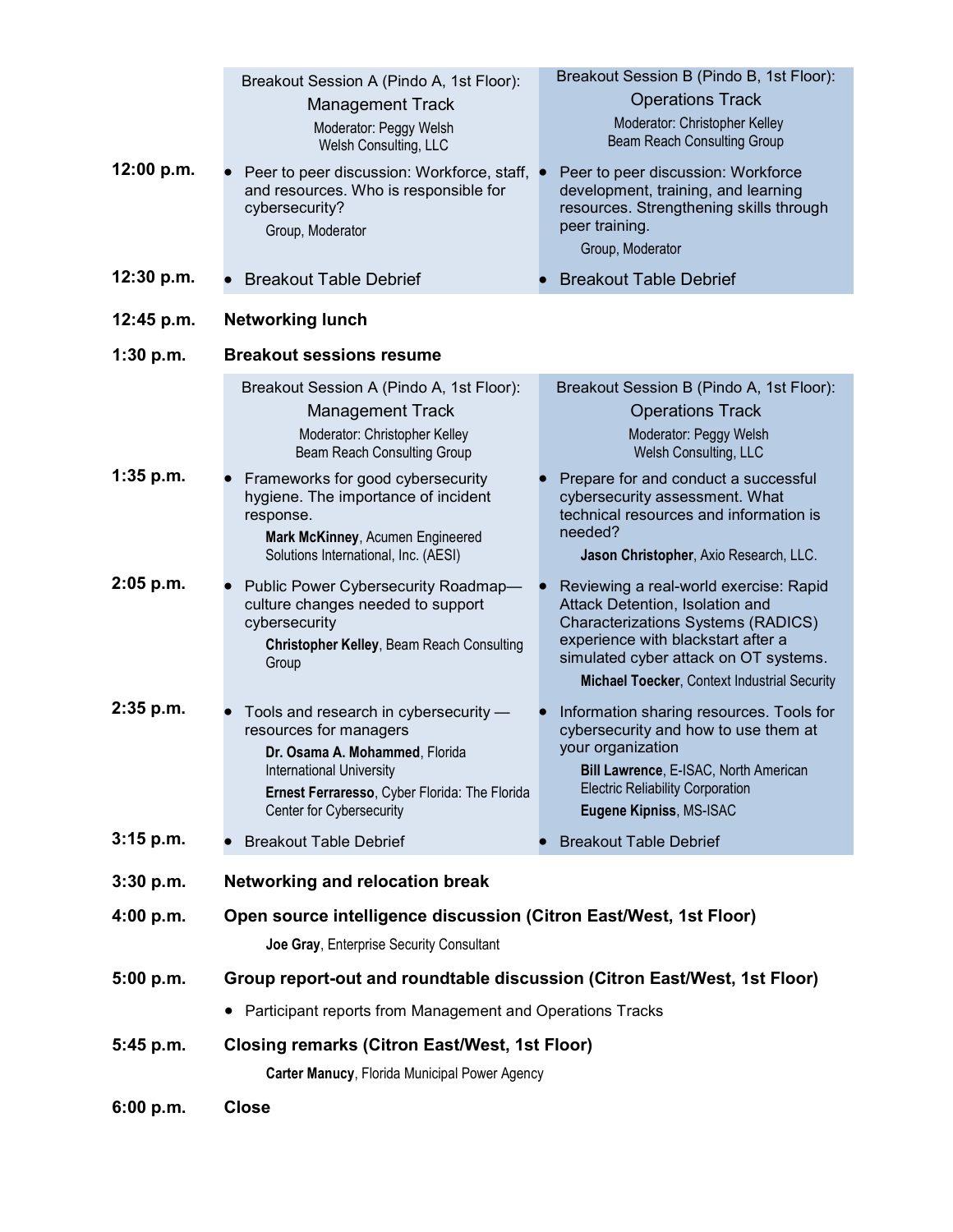| | Breakout Session A (Pindo A, 1st Floor):<br>Management Track<br>Moderator: Peggy Welsh<br>Welsh Consulting, LLC | Breakout Session B (Pindo B, 1st Floor):<br>Operations Track<br>Moderator: Christopher Kelley<br>Beam Reach Consulting Group |
|---|---|---|
| **12:00 p.m.** | • Peer to peer discussion: Workforce, staff, and resources. Who is responsible for cybersecurity?<br>Group, Moderator | • Peer to peer discussion: Workforce development, training, and learning resources. Strengthening skills through peer training.<br>Group, Moderator |
| **12:30 p.m.** | • Breakout Table Debrief | • Breakout Table Debrief |

**12:45 p.m.** **Networking lunch**

**1:30 p.m.** **Breakout sessions resume**

| | Breakout Session A (Pindo A, 1st Floor):<br>Management Track<br>Moderator: Christopher Kelley<br>Beam Reach Consulting Group | Breakout Session B (Pindo A, 1st Floor):<br>Operations Track<br>Moderator: Peggy Welsh<br>Welsh Consulting, LLC |
|---|---|---|
| **1:35 p.m.** | • Frameworks for good cybersecurity hygiene. The importance of incident response.<br>**Mark McKinney**, Acumen Engineered Solutions International, Inc. (AESI) | • Prepare for and conduct a successful cybersecurity assessment. What technical resources and information is needed?<br>**Jason Christopher**, Axio Research, LLC. |
| **2:05 p.m.** | • Public Power Cybersecurity Roadmap—culture changes needed to support cybersecurity<br>**Christopher Kelley**, Beam Reach Consulting Group | • Reviewing a real-world exercise: Rapid Attack Detention, Isolation and Characterizations Systems (RADICS) experience with blackstart after a simulated cyber attack on OT systems.<br>**Michael Toecker**, Context Industrial Security |
| **2:35 p.m.** | • Tools and research in cybersecurity — resources for managers<br>**Dr. Osama A. Mohammed**, Florida International University<br>**Ernest Ferraresso**, Cyber Florida: The Florida Center for Cybersecurity | • Information sharing resources. Tools for cybersecurity and how to use them at your organization<br>**Bill Lawrence**, E-ISAC, North American Electric Reliability Corporation<br>**Eugene Kipniss**, MS-ISAC |
| **3:15 p.m.** | • Breakout Table Debrief | • Breakout Table Debrief |

**3:30 p.m.** **Networking and relocation break**

**4:00 p.m.** **Open source intelligence discussion (Citron East/West, 1st Floor)**

**Joe Gray**, Enterprise Security Consultant

**5:00 p.m.** **Group report-out and roundtable discussion (Citron East/West, 1st Floor)**

- Participant reports from Management and Operations Tracks

**5:45 p.m.** **Closing remarks (Citron East/West, 1st Floor)**

**Carter Manucy**, Florida Municipal Power Agency

**6:00 p.m.** **Close**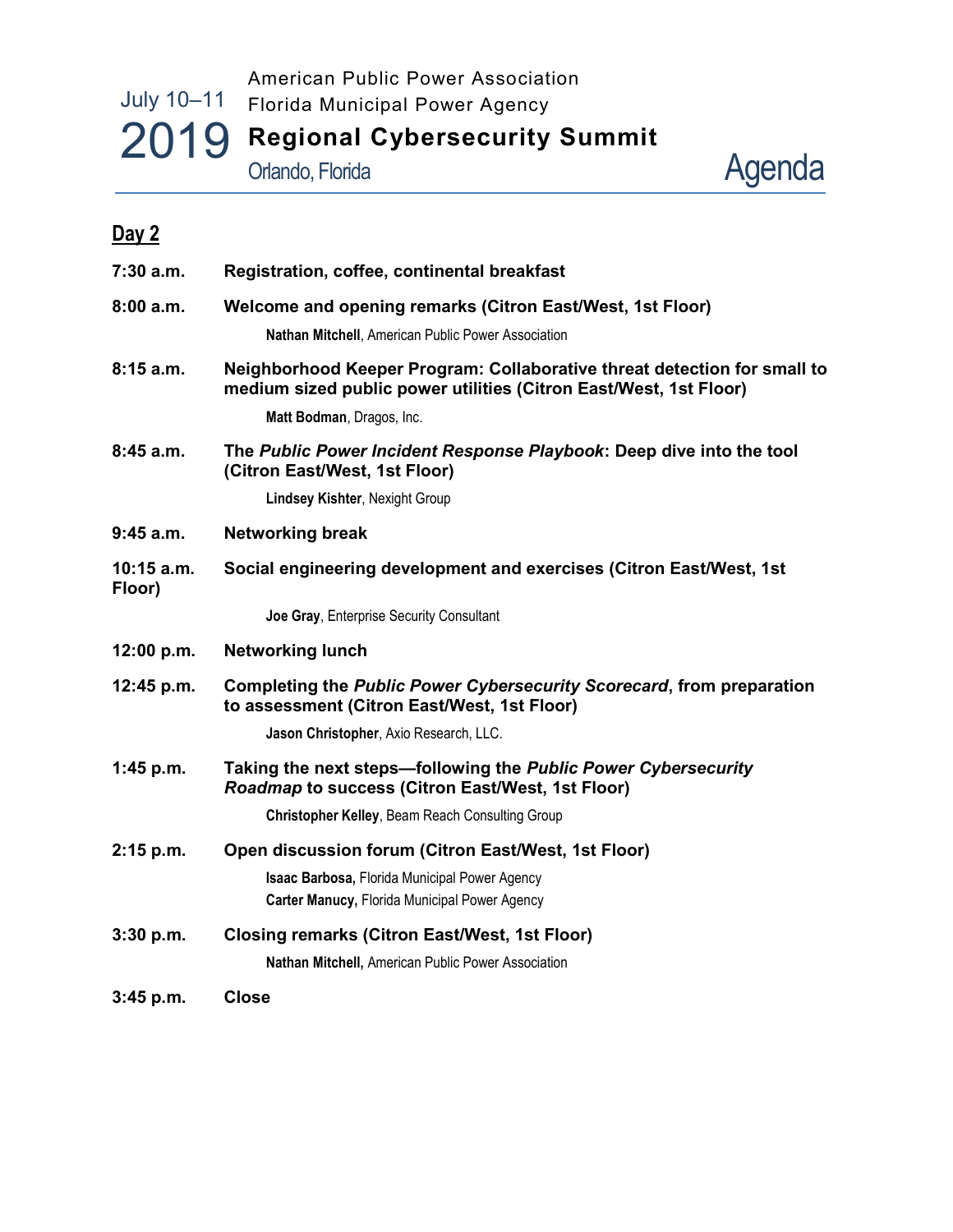July 10–11

# 2019

American Public Power Association
Florida Municipal Power Agency

**Regional Cybersecurity Summit**

Orlando, Florida

Agenda

## Day 2

**7:30 a.m.** **Registration, coffee, continental breakfast**

**8:00 a.m.** **Welcome and opening remarks (Citron East/West, 1st Floor)**

**Nathan Mitchell**, American Public Power Association

**8:15 a.m.** **Neighborhood Keeper Program: Collaborative threat detection for small to medium sized public power utilities (Citron East/West, 1st Floor)**

**Matt Bodman**, Dragos, Inc.

**8:45 a.m.** **The *Public Power Incident Response Playbook*: Deep dive into the tool (Citron East/West, 1st Floor)**

**Lindsey Kishter**, Nexight Group

**9:45 a.m.** **Networking break**

**10:15 a.m.** **Social engineering development and exercises (Citron East/West, 1st Floor)**

**Joe Gray**, Enterprise Security Consultant

**12:00 p.m.** **Networking lunch**

**12:45 p.m.** **Completing the *Public Power Cybersecurity Scorecard*, from preparation to assessment (Citron East/West, 1st Floor)**

**Jason Christopher**, Axio Research, LLC.

**1:45 p.m.** **Taking the next steps—following the *Public Power Cybersecurity Roadmap* to success (Citron East/West, 1st Floor)**

**Christopher Kelley**, Beam Reach Consulting Group

**2:15 p.m.** **Open discussion forum (Citron East/West, 1st Floor)**

**Isaac Barbosa,** Florida Municipal Power Agency
**Carter Manucy,** Florida Municipal Power Agency

**3:30 p.m.** **Closing remarks (Citron East/West, 1st Floor)**

**Nathan Mitchell,** American Public Power Association

**3:45 p.m.** **Close**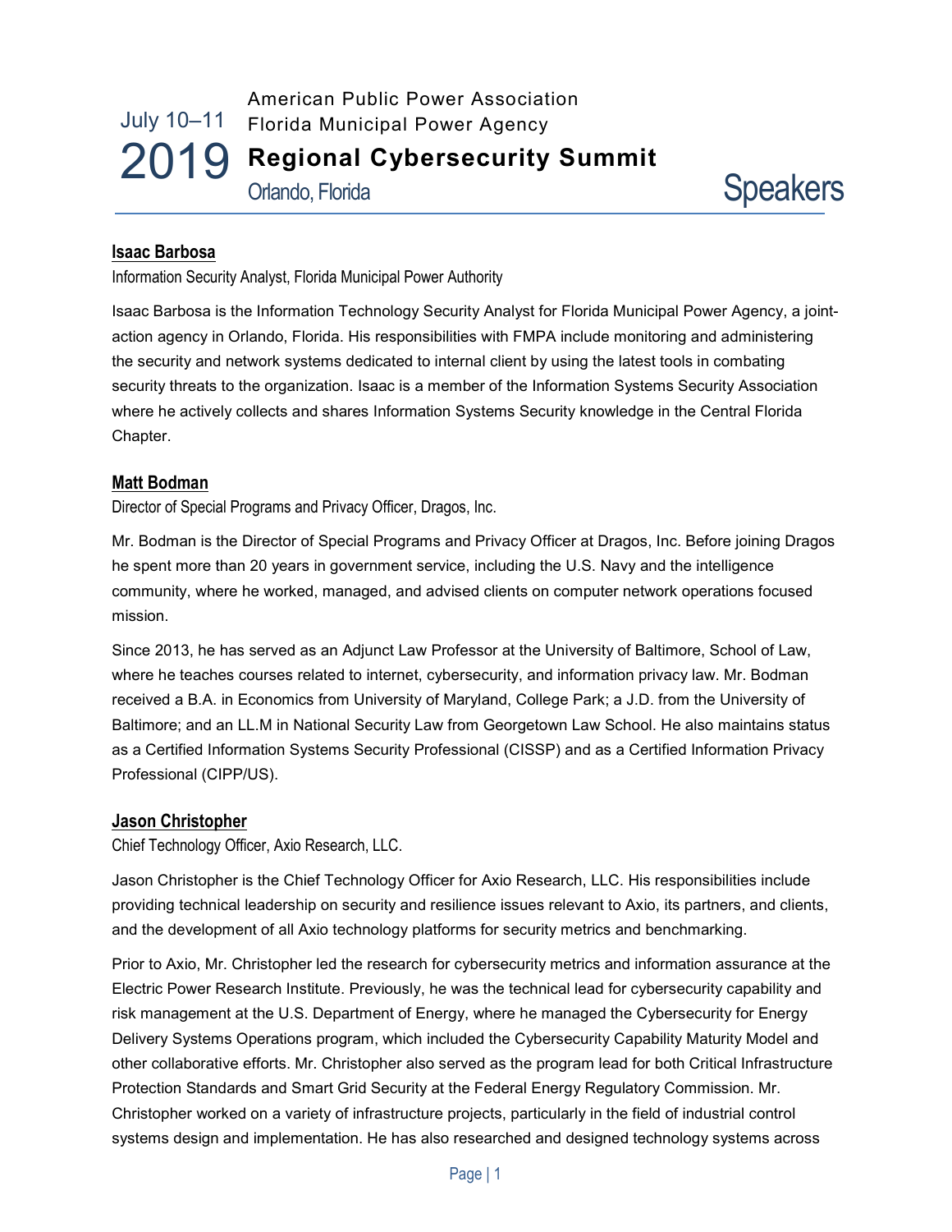# American Public Power Association
# Florida Municipal Power Agency
# Regional Cybersecurity Summit

July 10–11 2019

Orlando, Florida

## Speakers

### Isaac Barbosa

Information Security Analyst, Florida Municipal Power Authority

Isaac Barbosa is the Information Technology Security Analyst for Florida Municipal Power Agency, a joint-action agency in Orlando, Florida. His responsibilities with FMPA include monitoring and administering the security and network systems dedicated to internal client by using the latest tools in combating security threats to the organization. Isaac is a member of the Information Systems Security Association where he actively collects and shares Information Systems Security knowledge in the Central Florida Chapter.

### Matt Bodman

Director of Special Programs and Privacy Officer, Dragos, Inc.

Mr. Bodman is the Director of Special Programs and Privacy Officer at Dragos, Inc. Before joining Dragos he spent more than 20 years in government service, including the U.S. Navy and the intelligence community, where he worked, managed, and advised clients on computer network operations focused mission.

Since 2013, he has served as an Adjunct Law Professor at the University of Baltimore, School of Law, where he teaches courses related to internet, cybersecurity, and information privacy law. Mr. Bodman received a B.A. in Economics from University of Maryland, College Park; a J.D. from the University of Baltimore; and an LL.M in National Security Law from Georgetown Law School. He also maintains status as a Certified Information Systems Security Professional (CISSP) and as a Certified Information Privacy Professional (CIPP/US).

### Jason Christopher

Chief Technology Officer, Axio Research, LLC.

Jason Christopher is the Chief Technology Officer for Axio Research, LLC. His responsibilities include providing technical leadership on security and resilience issues relevant to Axio, its partners, and clients, and the development of all Axio technology platforms for security metrics and benchmarking.

Prior to Axio, Mr. Christopher led the research for cybersecurity metrics and information assurance at the Electric Power Research Institute. Previously, he was the technical lead for cybersecurity capability and risk management at the U.S. Department of Energy, where he managed the Cybersecurity for Energy Delivery Systems Operations program, which included the Cybersecurity Capability Maturity Model and other collaborative efforts. Mr. Christopher also served as the program lead for both Critical Infrastructure Protection Standards and Smart Grid Security at the Federal Energy Regulatory Commission. Mr. Christopher worked on a variety of infrastructure projects, particularly in the field of industrial control systems design and implementation. He has also researched and designed technology systems across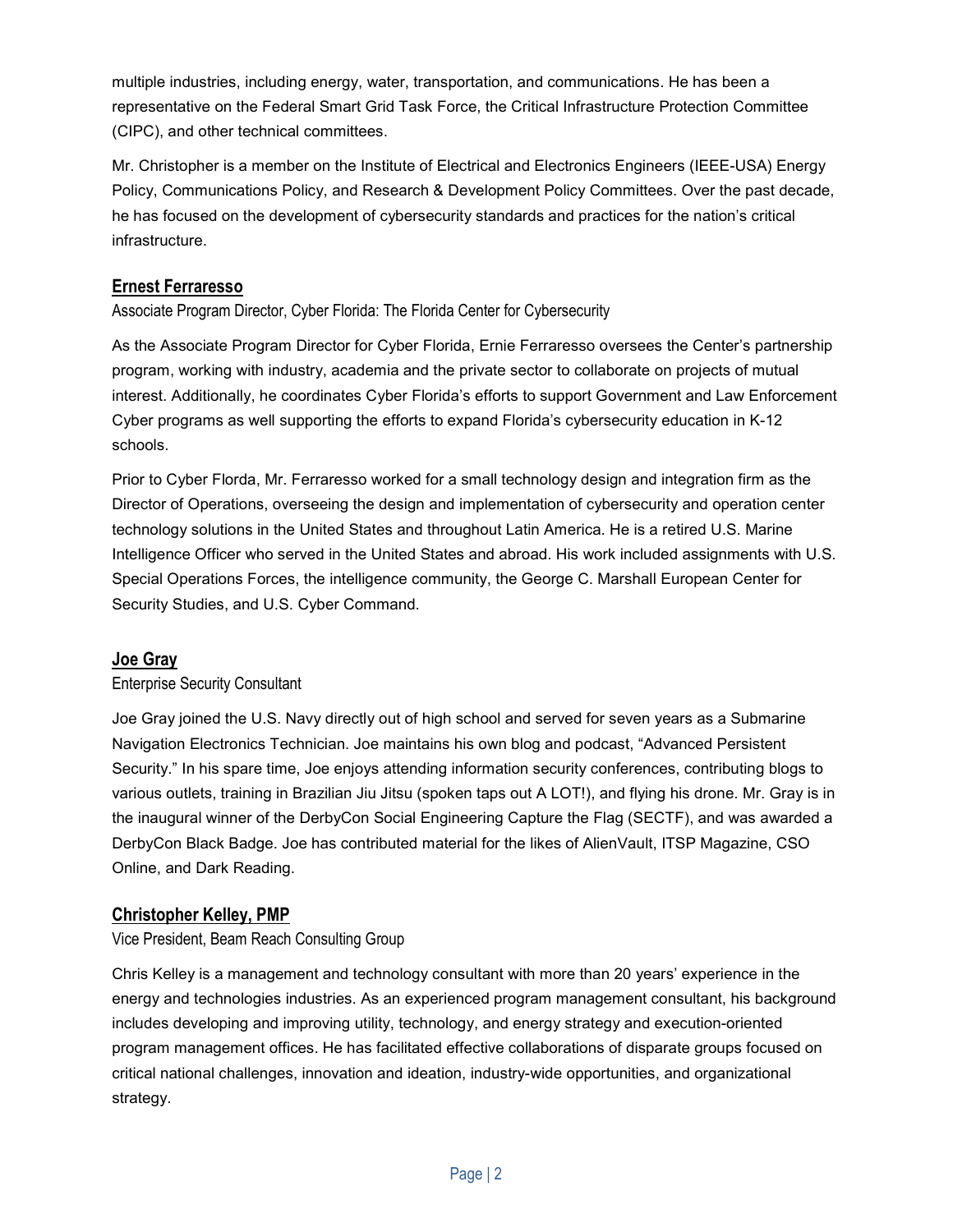multiple industries, including energy, water, transportation, and communications. He has been a representative on the Federal Smart Grid Task Force, the Critical Infrastructure Protection Committee (CIPC), and other technical committees.

Mr. Christopher is a member on the Institute of Electrical and Electronics Engineers (IEEE-USA) Energy Policy, Communications Policy, and Research & Development Policy Committees. Over the past decade, he has focused on the development of cybersecurity standards and practices for the nation's critical infrastructure.

## Ernest Ferraresso

Associate Program Director, Cyber Florida: The Florida Center for Cybersecurity

As the Associate Program Director for Cyber Florida, Ernie Ferraresso oversees the Center's partnership program, working with industry, academia and the private sector to collaborate on projects of mutual interest. Additionally, he coordinates Cyber Florida's efforts to support Government and Law Enforcement Cyber programs as well supporting the efforts to expand Florida's cybersecurity education in K-12 schools.

Prior to Cyber Florda, Mr. Ferraresso worked for a small technology design and integration firm as the Director of Operations, overseeing the design and implementation of cybersecurity and operation center technology solutions in the United States and throughout Latin America. He is a retired U.S. Marine Intelligence Officer who served in the United States and abroad. His work included assignments with U.S. Special Operations Forces, the intelligence community, the George C. Marshall European Center for Security Studies, and U.S. Cyber Command.

## Joe Gray

Enterprise Security Consultant

Joe Gray joined the U.S. Navy directly out of high school and served for seven years as a Submarine Navigation Electronics Technician. Joe maintains his own blog and podcast, "Advanced Persistent Security." In his spare time, Joe enjoys attending information security conferences, contributing blogs to various outlets, training in Brazilian Jiu Jitsu (spoken taps out A LOT!), and flying his drone. Mr. Gray is in the inaugural winner of the DerbyCon Social Engineering Capture the Flag (SECTF), and was awarded a DerbyCon Black Badge. Joe has contributed material for the likes of AlienVault, ITSP Magazine, CSO Online, and Dark Reading.

## Christopher Kelley, PMP

Vice President, Beam Reach Consulting Group

Chris Kelley is a management and technology consultant with more than 20 years' experience in the energy and technologies industries. As an experienced program management consultant, his background includes developing and improving utility, technology, and energy strategy and execution-oriented program management offices. He has facilitated effective collaborations of disparate groups focused on critical national challenges, innovation and ideation, industry-wide opportunities, and organizational strategy.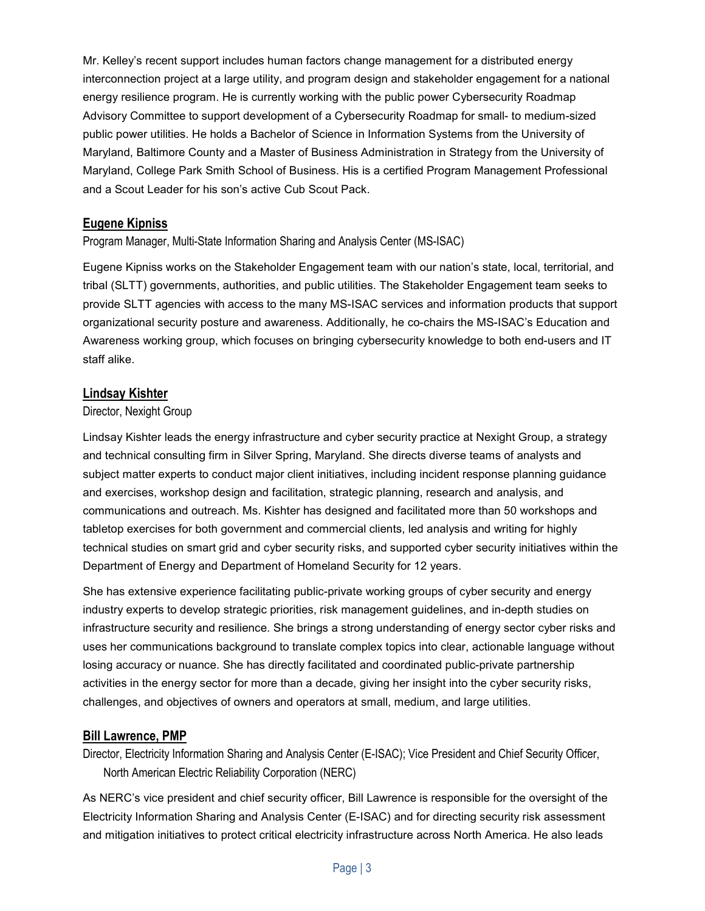Mr. Kelley's recent support includes human factors change management for a distributed energy interconnection project at a large utility, and program design and stakeholder engagement for a national energy resilience program. He is currently working with the public power Cybersecurity Roadmap Advisory Committee to support development of a Cybersecurity Roadmap for small- to medium-sized public power utilities. He holds a Bachelor of Science in Information Systems from the University of Maryland, Baltimore County and a Master of Business Administration in Strategy from the University of Maryland, College Park Smith School of Business. His is a certified Program Management Professional and a Scout Leader for his son's active Cub Scout Pack.

## Eugene Kipniss

Program Manager, Multi-State Information Sharing and Analysis Center (MS-ISAC)

Eugene Kipniss works on the Stakeholder Engagement team with our nation's state, local, territorial, and tribal (SLTT) governments, authorities, and public utilities. The Stakeholder Engagement team seeks to provide SLTT agencies with access to the many MS-ISAC services and information products that support organizational security posture and awareness. Additionally, he co-chairs the MS-ISAC's Education and Awareness working group, which focuses on bringing cybersecurity knowledge to both end-users and IT staff alike.

## Lindsay Kishter

Director, Nexight Group

Lindsay Kishter leads the energy infrastructure and cyber security practice at Nexight Group, a strategy and technical consulting firm in Silver Spring, Maryland. She directs diverse teams of analysts and subject matter experts to conduct major client initiatives, including incident response planning guidance and exercises, workshop design and facilitation, strategic planning, research and analysis, and communications and outreach. Ms. Kishter has designed and facilitated more than 50 workshops and tabletop exercises for both government and commercial clients, led analysis and writing for highly technical studies on smart grid and cyber security risks, and supported cyber security initiatives within the Department of Energy and Department of Homeland Security for 12 years.

She has extensive experience facilitating public-private working groups of cyber security and energy industry experts to develop strategic priorities, risk management guidelines, and in-depth studies on infrastructure security and resilience. She brings a strong understanding of energy sector cyber risks and uses her communications background to translate complex topics into clear, actionable language without losing accuracy or nuance. She has directly facilitated and coordinated public-private partnership activities in the energy sector for more than a decade, giving her insight into the cyber security risks, challenges, and objectives of owners and operators at small, medium, and large utilities.

## Bill Lawrence, PMP

Director, Electricity Information Sharing and Analysis Center (E-ISAC); Vice President and Chief Security Officer, North American Electric Reliability Corporation (NERC)

As NERC's vice president and chief security officer, Bill Lawrence is responsible for the oversight of the Electricity Information Sharing and Analysis Center (E-ISAC) and for directing security risk assessment and mitigation initiatives to protect critical electricity infrastructure across North America. He also leads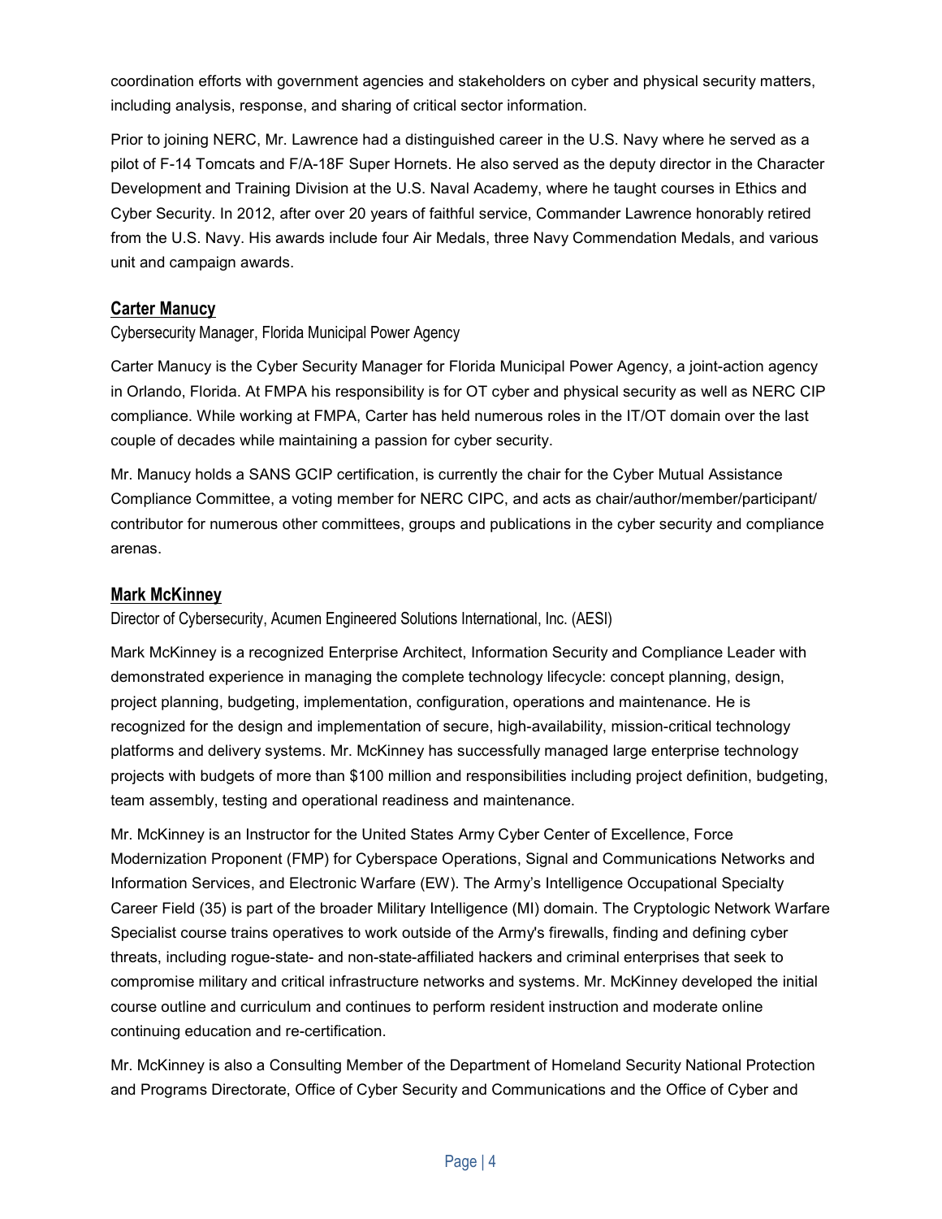coordination efforts with government agencies and stakeholders on cyber and physical security matters, including analysis, response, and sharing of critical sector information.

Prior to joining NERC, Mr. Lawrence had a distinguished career in the U.S. Navy where he served as a pilot of F-14 Tomcats and F/A-18F Super Hornets. He also served as the deputy director in the Character Development and Training Division at the U.S. Naval Academy, where he taught courses in Ethics and Cyber Security. In 2012, after over 20 years of faithful service, Commander Lawrence honorably retired from the U.S. Navy. His awards include four Air Medals, three Navy Commendation Medals, and various unit and campaign awards.

## Carter Manucy

Cybersecurity Manager, Florida Municipal Power Agency

Carter Manucy is the Cyber Security Manager for Florida Municipal Power Agency, a joint-action agency in Orlando, Florida. At FMPA his responsibility is for OT cyber and physical security as well as NERC CIP compliance. While working at FMPA, Carter has held numerous roles in the IT/OT domain over the last couple of decades while maintaining a passion for cyber security.

Mr. Manucy holds a SANS GCIP certification, is currently the chair for the Cyber Mutual Assistance Compliance Committee, a voting member for NERC CIPC, and acts as chair/author/member/participant/contributor for numerous other committees, groups and publications in the cyber security and compliance arenas.

## Mark McKinney

Director of Cybersecurity, Acumen Engineered Solutions International, Inc. (AESI)

Mark McKinney is a recognized Enterprise Architect, Information Security and Compliance Leader with demonstrated experience in managing the complete technology lifecycle: concept planning, design, project planning, budgeting, implementation, configuration, operations and maintenance. He is recognized for the design and implementation of secure, high-availability, mission-critical technology platforms and delivery systems. Mr. McKinney has successfully managed large enterprise technology projects with budgets of more than $100 million and responsibilities including project definition, budgeting, team assembly, testing and operational readiness and maintenance.

Mr. McKinney is an Instructor for the United States Army Cyber Center of Excellence, Force Modernization Proponent (FMP) for Cyberspace Operations, Signal and Communications Networks and Information Services, and Electronic Warfare (EW). The Army's Intelligence Occupational Specialty Career Field (35) is part of the broader Military Intelligence (MI) domain. The Cryptologic Network Warfare Specialist course trains operatives to work outside of the Army's firewalls, finding and defining cyber threats, including rogue-state- and non-state-affiliated hackers and criminal enterprises that seek to compromise military and critical infrastructure networks and systems. Mr. McKinney developed the initial course outline and curriculum and continues to perform resident instruction and moderate online continuing education and re-certification.

Mr. McKinney is also a Consulting Member of the Department of Homeland Security National Protection and Programs Directorate, Office of Cyber Security and Communications and the Office of Cyber and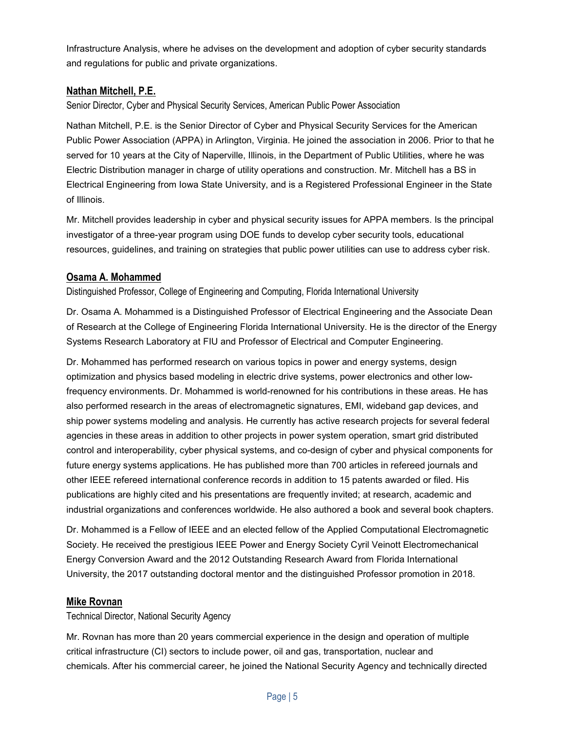Infrastructure Analysis, where he advises on the development and adoption of cyber security standards and regulations for public and private organizations.

### Nathan Mitchell, P.E.

Senior Director, Cyber and Physical Security Services, American Public Power Association

Nathan Mitchell, P.E. is the Senior Director of Cyber and Physical Security Services for the American Public Power Association (APPA) in Arlington, Virginia. He joined the association in 2006. Prior to that he served for 10 years at the City of Naperville, Illinois, in the Department of Public Utilities, where he was Electric Distribution manager in charge of utility operations and construction. Mr. Mitchell has a BS in Electrical Engineering from Iowa State University, and is a Registered Professional Engineer in the State of Illinois.

Mr. Mitchell provides leadership in cyber and physical security issues for APPA members. Is the principal investigator of a three-year program using DOE funds to develop cyber security tools, educational resources, guidelines, and training on strategies that public power utilities can use to address cyber risk.

### Osama A. Mohammed

Distinguished Professor, College of Engineering and Computing, Florida International University

Dr. Osama A. Mohammed is a Distinguished Professor of Electrical Engineering and the Associate Dean of Research at the College of Engineering Florida International University. He is the director of the Energy Systems Research Laboratory at FIU and Professor of Electrical and Computer Engineering.

Dr. Mohammed has performed research on various topics in power and energy systems, design optimization and physics based modeling in electric drive systems, power electronics and other low-frequency environments. Dr. Mohammed is world-renowned for his contributions in these areas. He has also performed research in the areas of electromagnetic signatures, EMI, wideband gap devices, and ship power systems modeling and analysis. He currently has active research projects for several federal agencies in these areas in addition to other projects in power system operation, smart grid distributed control and interoperability, cyber physical systems, and co-design of cyber and physical components for future energy systems applications. He has published more than 700 articles in refereed journals and other IEEE refereed international conference records in addition to 15 patents awarded or filed. His publications are highly cited and his presentations are frequently invited; at research, academic and industrial organizations and conferences worldwide. He also authored a book and several book chapters.

Dr. Mohammed is a Fellow of IEEE and an elected fellow of the Applied Computational Electromagnetic Society. He received the prestigious IEEE Power and Energy Society Cyril Veinott Electromechanical Energy Conversion Award and the 2012 Outstanding Research Award from Florida International University, the 2017 outstanding doctoral mentor and the distinguished Professor promotion in 2018.

### Mike Rovnan

Technical Director, National Security Agency

Mr. Rovnan has more than 20 years commercial experience in the design and operation of multiple critical infrastructure (CI) sectors to include power, oil and gas, transportation, nuclear and chemicals. After his commercial career, he joined the National Security Agency and technically directed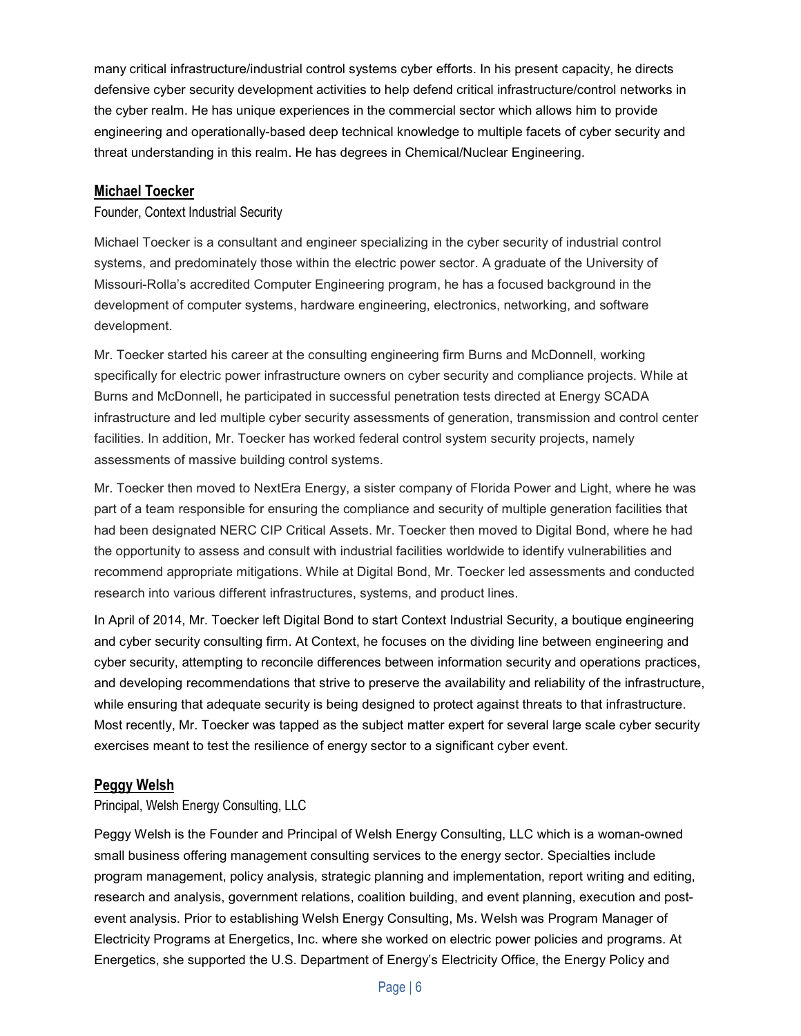many critical infrastructure/industrial control systems cyber efforts. In his present capacity, he directs defensive cyber security development activities to help defend critical infrastructure/control networks in the cyber realm. He has unique experiences in the commercial sector which allows him to provide engineering and operationally-based deep technical knowledge to multiple facets of cyber security and threat understanding in this realm. He has degrees in Chemical/Nuclear Engineering.

## Michael Toecker

Founder, Context Industrial Security

Michael Toecker is a consultant and engineer specializing in the cyber security of industrial control systems, and predominately those within the electric power sector. A graduate of the University of Missouri-Rolla's accredited Computer Engineering program, he has a focused background in the development of computer systems, hardware engineering, electronics, networking, and software development.

Mr. Toecker started his career at the consulting engineering firm Burns and McDonnell, working specifically for electric power infrastructure owners on cyber security and compliance projects. While at Burns and McDonnell, he participated in successful penetration tests directed at Energy SCADA infrastructure and led multiple cyber security assessments of generation, transmission and control center facilities. In addition, Mr. Toecker has worked federal control system security projects, namely assessments of massive building control systems.

Mr. Toecker then moved to NextEra Energy, a sister company of Florida Power and Light, where he was part of a team responsible for ensuring the compliance and security of multiple generation facilities that had been designated NERC CIP Critical Assets. Mr. Toecker then moved to Digital Bond, where he had the opportunity to assess and consult with industrial facilities worldwide to identify vulnerabilities and recommend appropriate mitigations. While at Digital Bond, Mr. Toecker led assessments and conducted research into various different infrastructures, systems, and product lines.

In April of 2014, Mr. Toecker left Digital Bond to start Context Industrial Security, a boutique engineering and cyber security consulting firm. At Context, he focuses on the dividing line between engineering and cyber security, attempting to reconcile differences between information security and operations practices, and developing recommendations that strive to preserve the availability and reliability of the infrastructure, while ensuring that adequate security is being designed to protect against threats to that infrastructure. Most recently, Mr. Toecker was tapped as the subject matter expert for several large scale cyber security exercises meant to test the resilience of energy sector to a significant cyber event.

## Peggy Welsh

Principal, Welsh Energy Consulting, LLC

Peggy Welsh is the Founder and Principal of Welsh Energy Consulting, LLC which is a woman-owned small business offering management consulting services to the energy sector. Specialties include program management, policy analysis, strategic planning and implementation, report writing and editing, research and analysis, government relations, coalition building, and event planning, execution and post-event analysis. Prior to establishing Welsh Energy Consulting, Ms. Welsh was Program Manager of Electricity Programs at Energetics, Inc. where she worked on electric power policies and programs. At Energetics, she supported the U.S. Department of Energy's Electricity Office, the Energy Policy and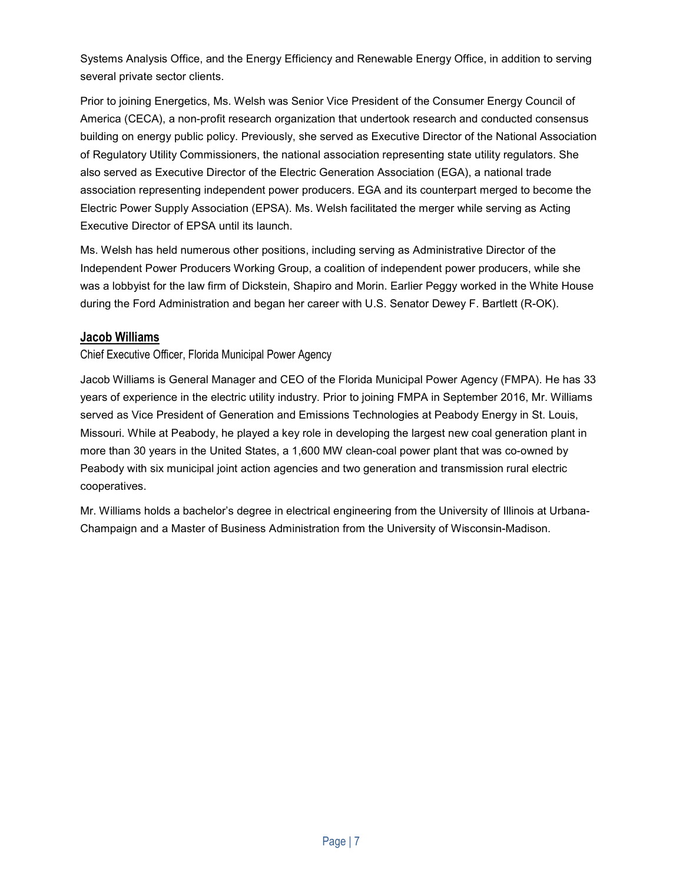Systems Analysis Office, and the Energy Efficiency and Renewable Energy Office, in addition to serving several private sector clients.

Prior to joining Energetics, Ms. Welsh was Senior Vice President of the Consumer Energy Council of America (CECA), a non-profit research organization that undertook research and conducted consensus building on energy public policy. Previously, she served as Executive Director of the National Association of Regulatory Utility Commissioners, the national association representing state utility regulators. She also served as Executive Director of the Electric Generation Association (EGA), a national trade association representing independent power producers. EGA and its counterpart merged to become the Electric Power Supply Association (EPSA). Ms. Welsh facilitated the merger while serving as Acting Executive Director of EPSA until its launch.

Ms. Welsh has held numerous other positions, including serving as Administrative Director of the Independent Power Producers Working Group, a coalition of independent power producers, while she was a lobbyist for the law firm of Dickstein, Shapiro and Morin. Earlier Peggy worked in the White House during the Ford Administration and began her career with U.S. Senator Dewey F. Bartlett (R-OK).

## Jacob Williams

Chief Executive Officer, Florida Municipal Power Agency

Jacob Williams is General Manager and CEO of the Florida Municipal Power Agency (FMPA). He has 33 years of experience in the electric utility industry. Prior to joining FMPA in September 2016, Mr. Williams served as Vice President of Generation and Emissions Technologies at Peabody Energy in St. Louis, Missouri. While at Peabody, he played a key role in developing the largest new coal generation plant in more than 30 years in the United States, a 1,600 MW clean-coal power plant that was co-owned by Peabody with six municipal joint action agencies and two generation and transmission rural electric cooperatives.

Mr. Williams holds a bachelor's degree in electrical engineering from the University of Illinois at Urbana-Champaign and a Master of Business Administration from the University of Wisconsin-Madison.